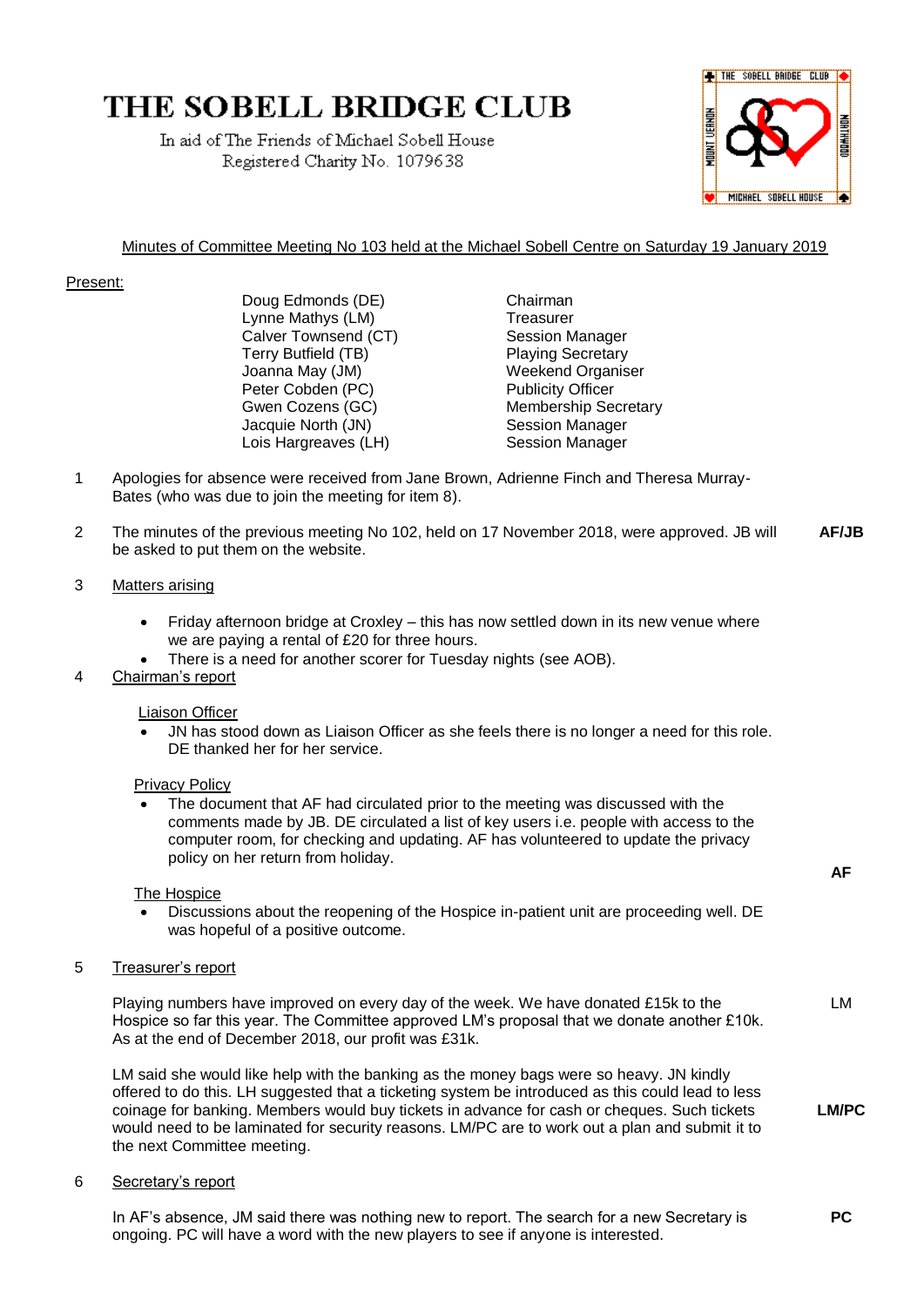# THE SOBELL BRIDGE CLUB

In aid of The Friends of Michael Sobell House
Registered Charity No. 1079638

Minutes of Committee Meeting No 103 held at the Michael Sobell Centre on Saturday 19 January 2019

Present:

| | |
|---|---|
| Doug Edmonds (DE) | Chairman |
| Lynne Mathys (LM) | Treasurer |
| Calver Townsend (CT) | Session Manager |
| Terry Butfield (TB) | Playing Secretary |
| Joanna May (JM) | Weekend Organiser |
| Peter Cobden (PC) | Publicity Officer |
| Gwen Cozens (GC) | Membership Secretary |
| Jacquie North (JN) | Session Manager |
| Lois Hargreaves (LH) | Session Manager |

1. Apologies for absence were received from Jane Brown, Adrienne Finch and Theresa Murray-Bates (who was due to join the meeting for item 8).

2. The minutes of the previous meeting No 102, held on 17 November 2018, were approved. JB will be asked to put them on the website. **AF/JB**

3. Matters arising

   - Friday afternoon bridge at Croxley – this has now settled down in its new venue where we are paying a rental of £20 for three hours.
   - There is a need for another scorer for Tuesday nights (see AOB).

4. Chairman's report

   Liaison Officer
   - JN has stood down as Liaison Officer as she feels there is no longer a need for this role. DE thanked her for her service.

   Privacy Policy
   - The document that AF had circulated prior to the meeting was discussed with the comments made by JB. DE circulated a list of key users i.e. people with access to the computer room, for checking and updating. AF has volunteered to update the privacy policy on her return from holiday. **AF**

   The Hospice
   - Discussions about the reopening of the Hospice in-patient unit are proceeding well. DE was hopeful of a positive outcome.

5. Treasurer's report

   Playing numbers have improved on every day of the week. We have donated £15k to the Hospice so far this year. The Committee approved LM's proposal that we donate another £10k. As at the end of December 2018, our profit was £31k. LM

   LM said she would like help with the banking as the money bags were so heavy. JN kindly offered to do this. LH suggested that a ticketing system be introduced as this could lead to less coinage for banking. Members would buy tickets in advance for cash or cheques. Such tickets would need to be laminated for security reasons. LM/PC are to work out a plan and submit it to the next Committee meeting. **LM/PC**

6. Secretary's report

   In AF's absence, JM said there was nothing new to report. The search for a new Secretary is ongoing. PC will have a word with the new players to see if anyone is interested. **PC**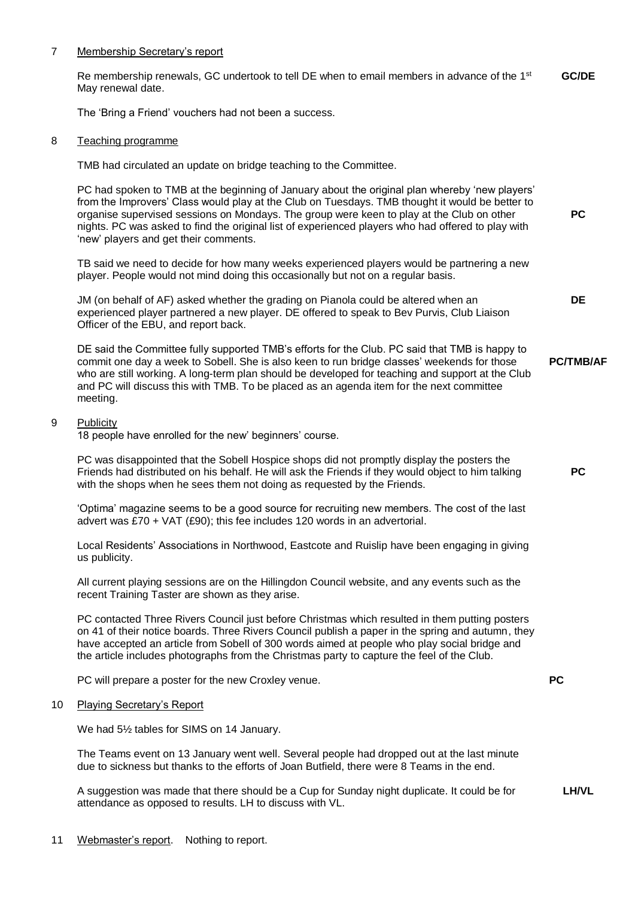7 Membership Secretary's report

Re membership renewals, GC undertook to tell DE when to email members in advance of the 1st May renewal date. **GC/DE**

The 'Bring a Friend' vouchers had not been a success.

8 Teaching programme

TMB had circulated an update on bridge teaching to the Committee.

PC had spoken to TMB at the beginning of January about the original plan whereby 'new players' from the Improvers' Class would play at the Club on Tuesdays. TMB thought it would be better to organise supervised sessions on Mondays. The group were keen to play at the Club on other nights. PC was asked to find the original list of experienced players who had offered to play with 'new' players and get their comments. **PC**

TB said we need to decide for how many weeks experienced players would be partnering a new player. People would not mind doing this occasionally but not on a regular basis.

JM (on behalf of AF) asked whether the grading on Pianola could be altered when an experienced player partnered a new player. DE offered to speak to Bev Purvis, Club Liaison Officer of the EBU, and report back. **DE**

DE said the Committee fully supported TMB's efforts for the Club. PC said that TMB is happy to commit one day a week to Sobell. She is also keen to run bridge classes' weekends for those who are still working. A long-term plan should be developed for teaching and support at the Club and PC will discuss this with TMB. To be placed as an agenda item for the next committee meeting. **PC/TMB/AF**

9 Publicity

18 people have enrolled for the new' beginners' course.

PC was disappointed that the Sobell Hospice shops did not promptly display the posters the Friends had distributed on his behalf. He will ask the Friends if they would object to him talking with the shops when he sees them not doing as requested by the Friends. **PC**

'Optima' magazine seems to be a good source for recruiting new members. The cost of the last advert was £70 + VAT (£90); this fee includes 120 words in an advertorial.

Local Residents' Associations in Northwood, Eastcote and Ruislip have been engaging in giving us publicity.

All current playing sessions are on the Hillingdon Council website, and any events such as the recent Training Taster are shown as they arise.

PC contacted Three Rivers Council just before Christmas which resulted in them putting posters on 41 of their notice boards. Three Rivers Council publish a paper in the spring and autumn, they have accepted an article from Sobell of 300 words aimed at people who play social bridge and the article includes photographs from the Christmas party to capture the feel of the Club.

PC will prepare a poster for the new Croxley venue. **PC**

10 Playing Secretary's Report

We had 5½ tables for SIMS on 14 January.

The Teams event on 13 January went well. Several people had dropped out at the last minute due to sickness but thanks to the efforts of Joan Butfield, there were 8 Teams in the end.

A suggestion was made that there should be a Cup for Sunday night duplicate. It could be for attendance as opposed to results. LH to discuss with VL. **LH/VL**

11 Webmaster's report. Nothing to report.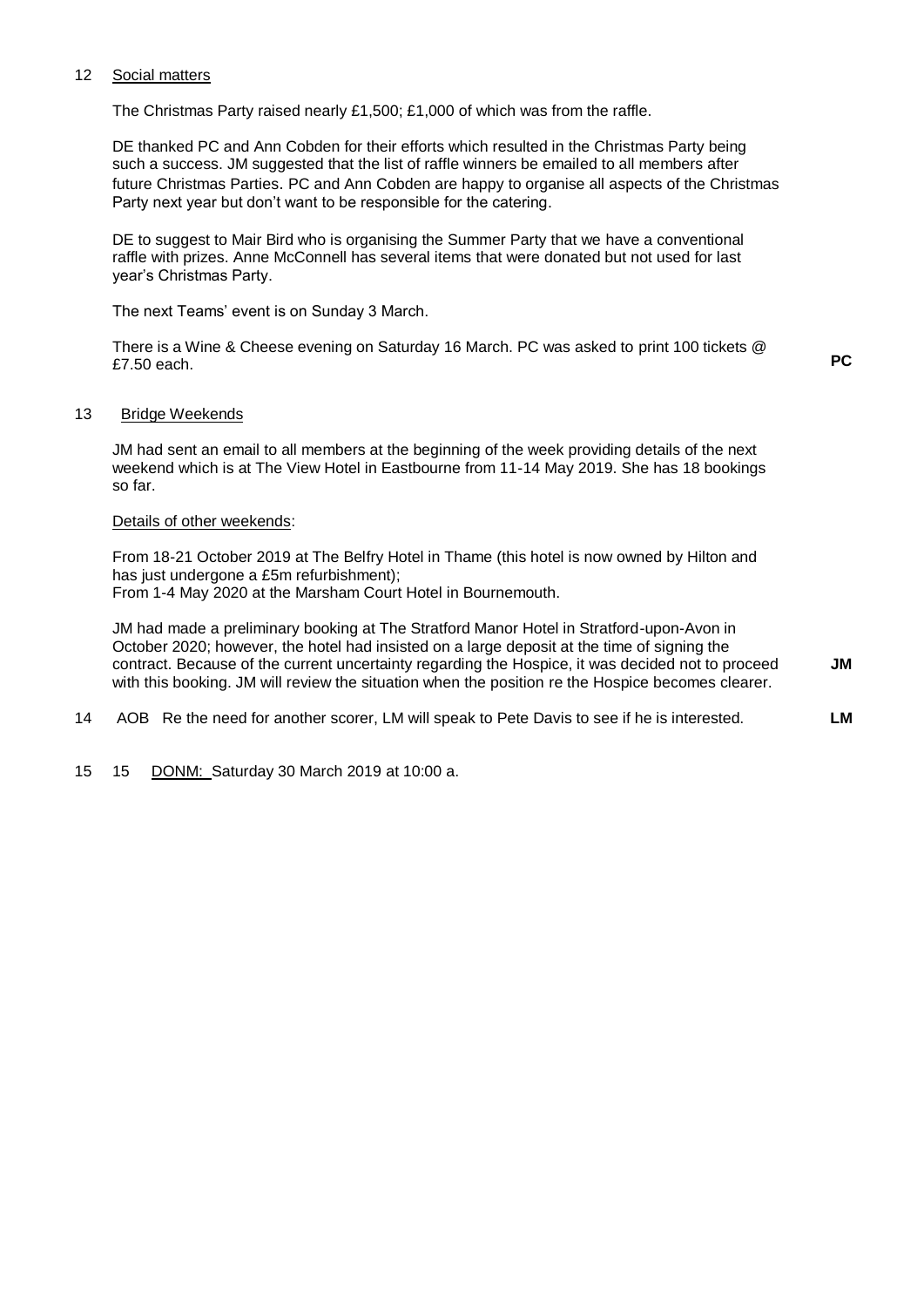12 Social matters

The Christmas Party raised nearly £1,500; £1,000 of which was from the raffle.

DE thanked PC and Ann Cobden for their efforts which resulted in the Christmas Party being such a success. JM suggested that the list of raffle winners be emailed to all members after future Christmas Parties. PC and Ann Cobden are happy to organise all aspects of the Christmas Party next year but don't want to be responsible for the catering.

DE to suggest to Mair Bird who is organising the Summer Party that we have a conventional raffle with prizes. Anne McConnell has several items that were donated but not used for last year's Christmas Party.

The next Teams' event is on Sunday 3 March.

There is a Wine & Cheese evening on Saturday 16 March. PC was asked to print 100 tickets @ £7.50 each. **PC**

13 Bridge Weekends

JM had sent an email to all members at the beginning of the week providing details of the next weekend which is at The View Hotel in Eastbourne from 11-14 May 2019. She has 18 bookings so far.

Details of other weekends:

From 18-21 October 2019 at The Belfry Hotel in Thame (this hotel is now owned by Hilton and has just undergone a £5m refurbishment);
From 1-4 May 2020 at the Marsham Court Hotel in Bournemouth.

JM had made a preliminary booking at The Stratford Manor Hotel in Stratford-upon-Avon in October 2020; however, the hotel had insisted on a large deposit at the time of signing the contract. Because of the current uncertainty regarding the Hospice, it was decided not to proceed with this booking. JM will review the situation when the position re the Hospice becomes clearer. **JM**

14 AOB Re the need for another scorer, LM will speak to Pete Davis to see if he is interested. **LM**

15 15 DONM: Saturday 30 March 2019 at 10:00 a.